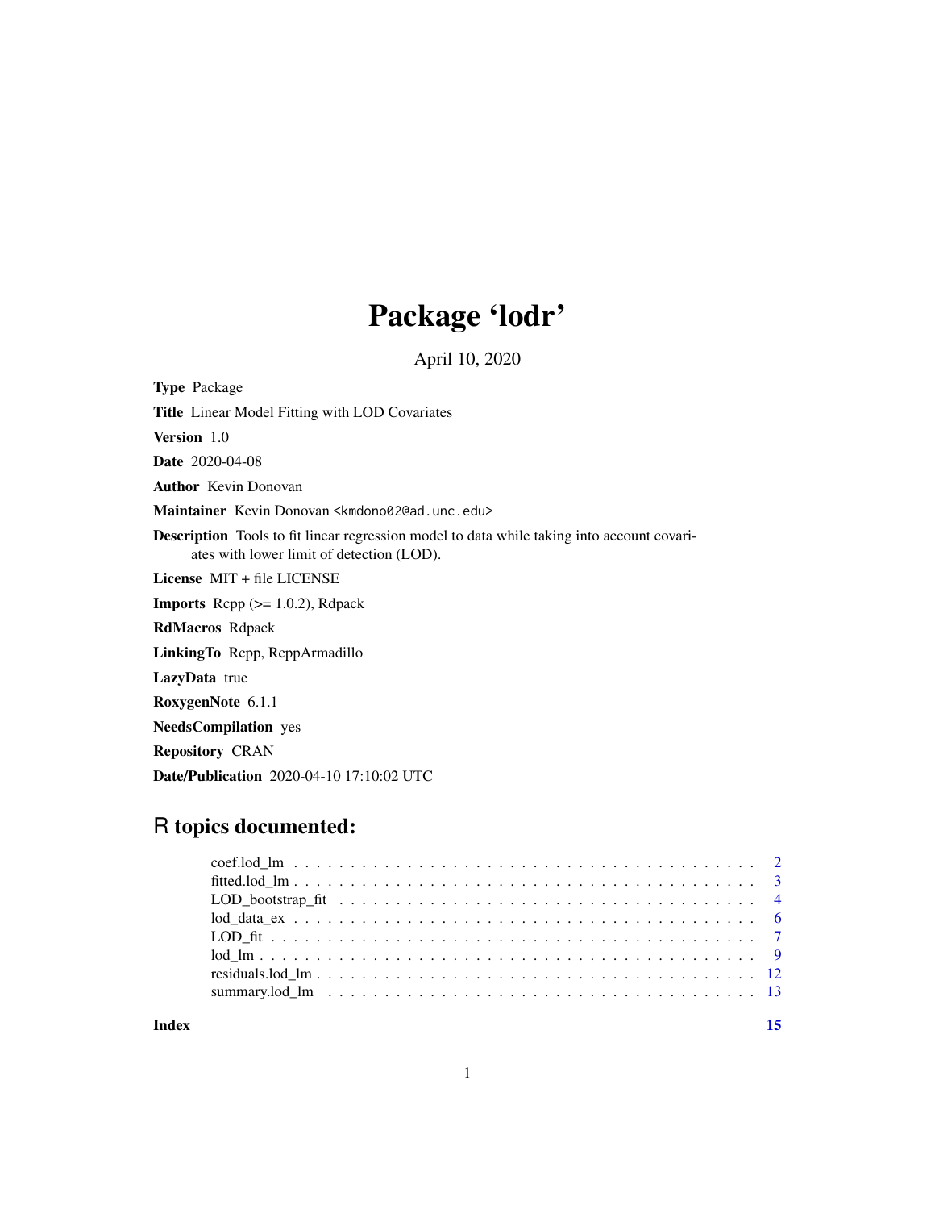# Package 'lodr'

April 10, 2020

**Type** Package

**Title** Linear Model Fitting with LOD Covariates

**Version** 1.0

**Date** 2020-04-08

**Author** Kevin Donovan

**Maintainer** Kevin Donovan <kmdono02@ad.unc.edu>

**Description** Tools to fit linear regression model to data while taking into account covariates with lower limit of detection (LOD).

**License** MIT + file LICENSE

**Imports** Rcpp (>= 1.0.2), Rdpack

**RdMacros** Rdpack

**LinkingTo** Rcpp, RcppArmadillo

**LazyData** true

**RoxygenNote** 6.1.1

**NeedsCompilation** yes

**Repository** CRAN

**Date/Publication** 2020-04-10 17:10:02 UTC

## R topics documented:

- coef.lod_lm . . . . . . . . . . . . . . . . . . . . . . . . . . . . . . . . . . . . . . . . 2
- fitted.lod_lm . . . . . . . . . . . . . . . . . . . . . . . . . . . . . . . . . . . . . . . . 3
- LOD_bootstrap_fit . . . . . . . . . . . . . . . . . . . . . . . . . . . . . . . . . . . . 4
- lod_data_ex . . . . . . . . . . . . . . . . . . . . . . . . . . . . . . . . . . . . . . . . 6
- LOD_fit . . . . . . . . . . . . . . . . . . . . . . . . . . . . . . . . . . . . . . . . . . 7
- lod_lm . . . . . . . . . . . . . . . . . . . . . . . . . . . . . . . . . . . . . . . . . . . 9
- residuals.lod_lm . . . . . . . . . . . . . . . . . . . . . . . . . . . . . . . . . . . . . 12
- summary.lod_lm . . . . . . . . . . . . . . . . . . . . . . . . . . . . . . . . . . . . . 13

**Index** 15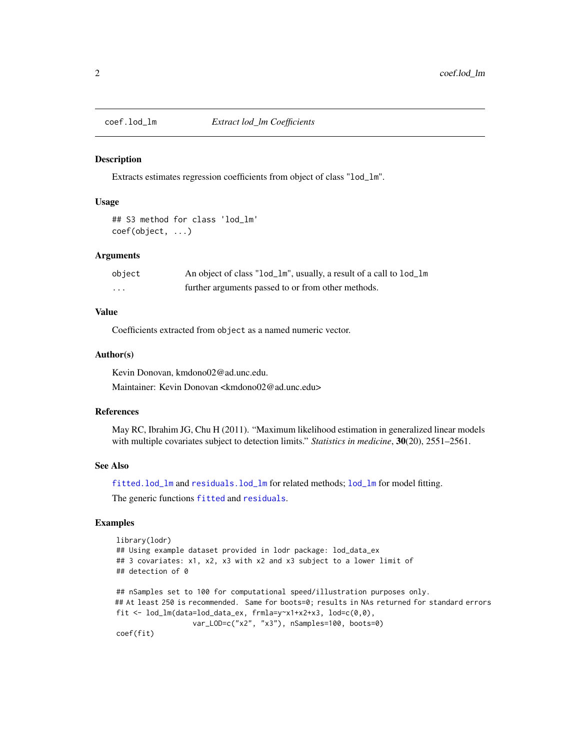## coef.lod_lm *Extract lod_lm Coefficients*

### Description

Extracts estimates regression coefficients from object of class "`lod_lm`".

### Usage

```
## S3 method for class 'lod_lm'
coef(object, ...)
```

### Arguments

| | |
|---|---|
| `object` | An object of class "`lod_lm`", usually, a result of a call to `lod_lm` |
| `...` | further arguments passed to or from other methods. |

### Value

Coefficients extracted from `object` as a named numeric vector.

### Author(s)

Kevin Donovan, kmdono02@ad.unc.edu.

Maintainer: Kevin Donovan <kmdono02@ad.unc.edu>

### References

May RC, Ibrahim JG, Chu H (2011). "Maximum likelihood estimation in generalized linear models with multiple covariates subject to detection limits." *Statistics in medicine*, **30**(20), 2551–2561.

### See Also

`fitted.lod_lm` and `residuals.lod_lm` for related methods; `lod_lm` for model fitting.

The generic functions `fitted` and `residuals`.

### Examples

```
library(lodr)
## Using example dataset provided in lodr package: lod_data_ex
## 3 covariates: x1, x2, x3 with x2 and x3 subject to a lower limit of
## detection of 0

## nSamples set to 100 for computational speed/illustration purposes only.
## At least 250 is recommended.  Same for boots=0; results in NAs returned for standard errors
fit <- lod_lm(data=lod_data_ex, frmla=y~x1+x2+x3, lod=c(0,0),
                var_LOD=c("x2", "x3"), nSamples=100, boots=0)
coef(fit)
```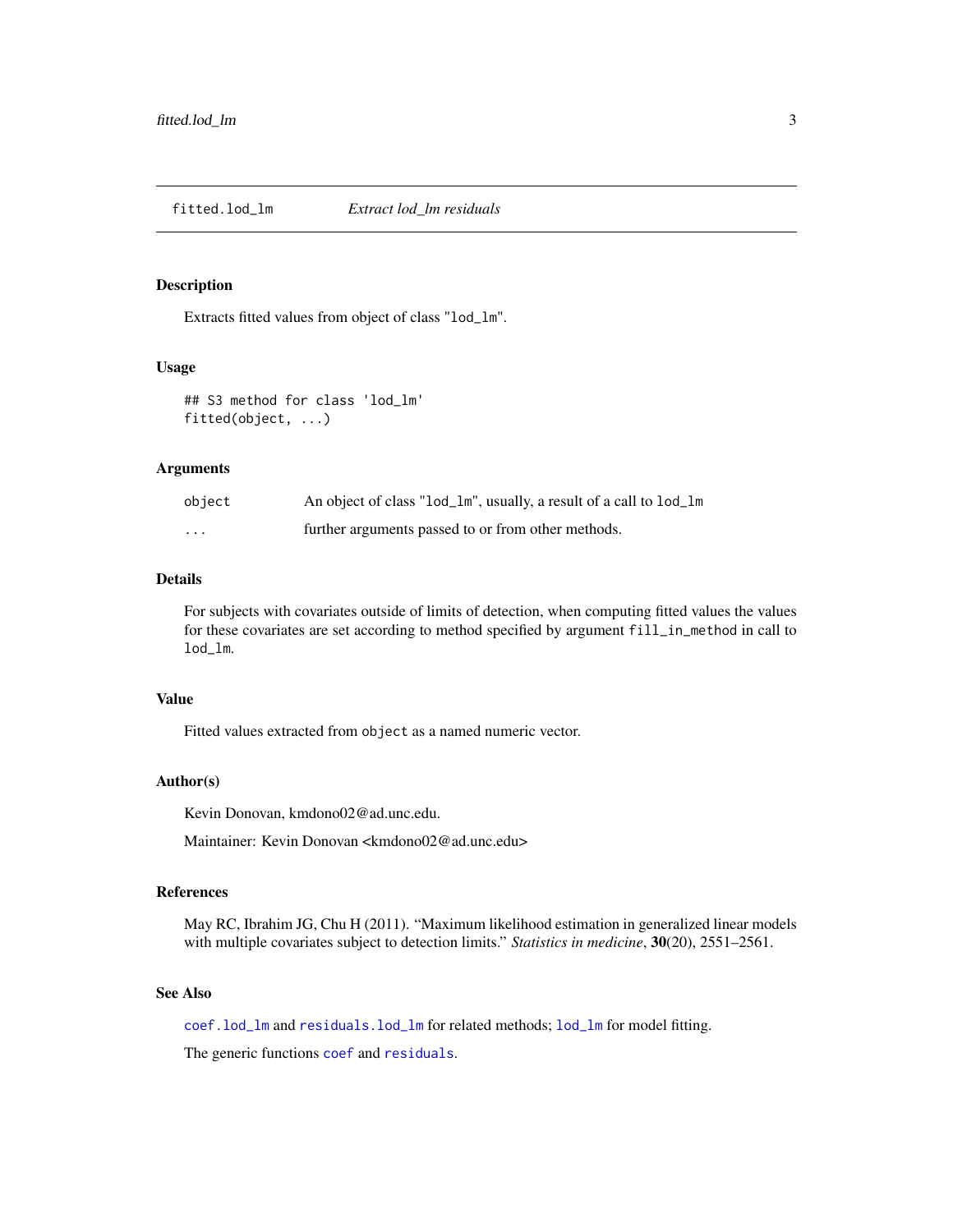fitted.lod_lm    *Extract lod_lm residuals*

## Description

Extracts fitted values from object of class "lod_lm".

## Usage

```
## S3 method for class 'lod_lm'
fitted(object, ...)
```

## Arguments

| | |
|---|---|
| object | An object of class "lod_lm", usually, a result of a call to lod_lm |
| ... | further arguments passed to or from other methods. |

## Details

For subjects with covariates outside of limits of detection, when computing fitted values the values for these covariates are set according to method specified by argument fill_in_method in call to lod_lm.

## Value

Fitted values extracted from object as a named numeric vector.

## Author(s)

Kevin Donovan, kmdono02@ad.unc.edu.

Maintainer: Kevin Donovan <kmdono02@ad.unc.edu>

## References

May RC, Ibrahim JG, Chu H (2011). "Maximum likelihood estimation in generalized linear models with multiple covariates subject to detection limits." *Statistics in medicine*, **30**(20), 2551–2561.

## See Also

coef.lod_lm and residuals.lod_lm for related methods; lod_lm for model fitting.

The generic functions coef and residuals.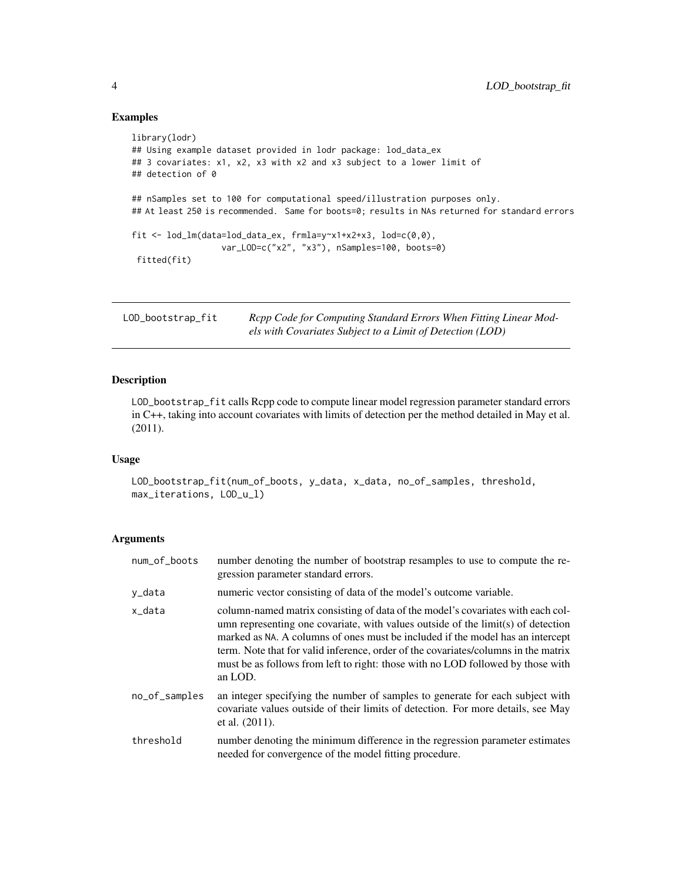## Examples

```
library(lodr)
## Using example dataset provided in lodr package: lod_data_ex
## 3 covariates: x1, x2, x3 with x2 and x3 subject to a lower limit of
## detection of 0

## nSamples set to 100 for computational speed/illustration purposes only.
## At least 250 is recommended.  Same for boots=0; results in NAs returned for standard errors

fit <- lod_lm(data=lod_data_ex, frmla=y~x1+x2+x3, lod=c(0,0),
                 var_LOD=c("x2", "x3"), nSamples=100, boots=0)
 fitted(fit)
```

---

# LOD_bootstrap_fit — *Rcpp Code for Computing Standard Errors When Fitting Linear Models with Covariates Subject to a Limit of Detection (LOD)*

---

## Description

LOD_bootstrap_fit calls Rcpp code to compute linear model regression parameter standard errors in C++, taking into account covariates with limits of detection per the method detailed in May et al. (2011).

## Usage

```
LOD_bootstrap_fit(num_of_boots, y_data, x_data, no_of_samples, threshold,
max_iterations, LOD_u_l)
```

## Arguments

| | |
|---|---|
| num_of_boots | number denoting the number of bootstrap resamples to use to compute the regression parameter standard errors. |
| y_data | numeric vector consisting of data of the model's outcome variable. |
| x_data | column-named matrix consisting of data of the model's covariates with each column representing one covariate, with values outside of the limit(s) of detection marked as NA. A columns of ones must be included if the model has an intercept term. Note that for valid inference, order of the covariates/columns in the matrix must be as follows from left to right: those with no LOD followed by those with an LOD. |
| no_of_samples | an integer specifying the number of samples to generate for each subject with covariate values outside of their limits of detection. For more details, see May et al. (2011). |
| threshold | number denoting the minimum difference in the regression parameter estimates needed for convergence of the model fitting procedure. |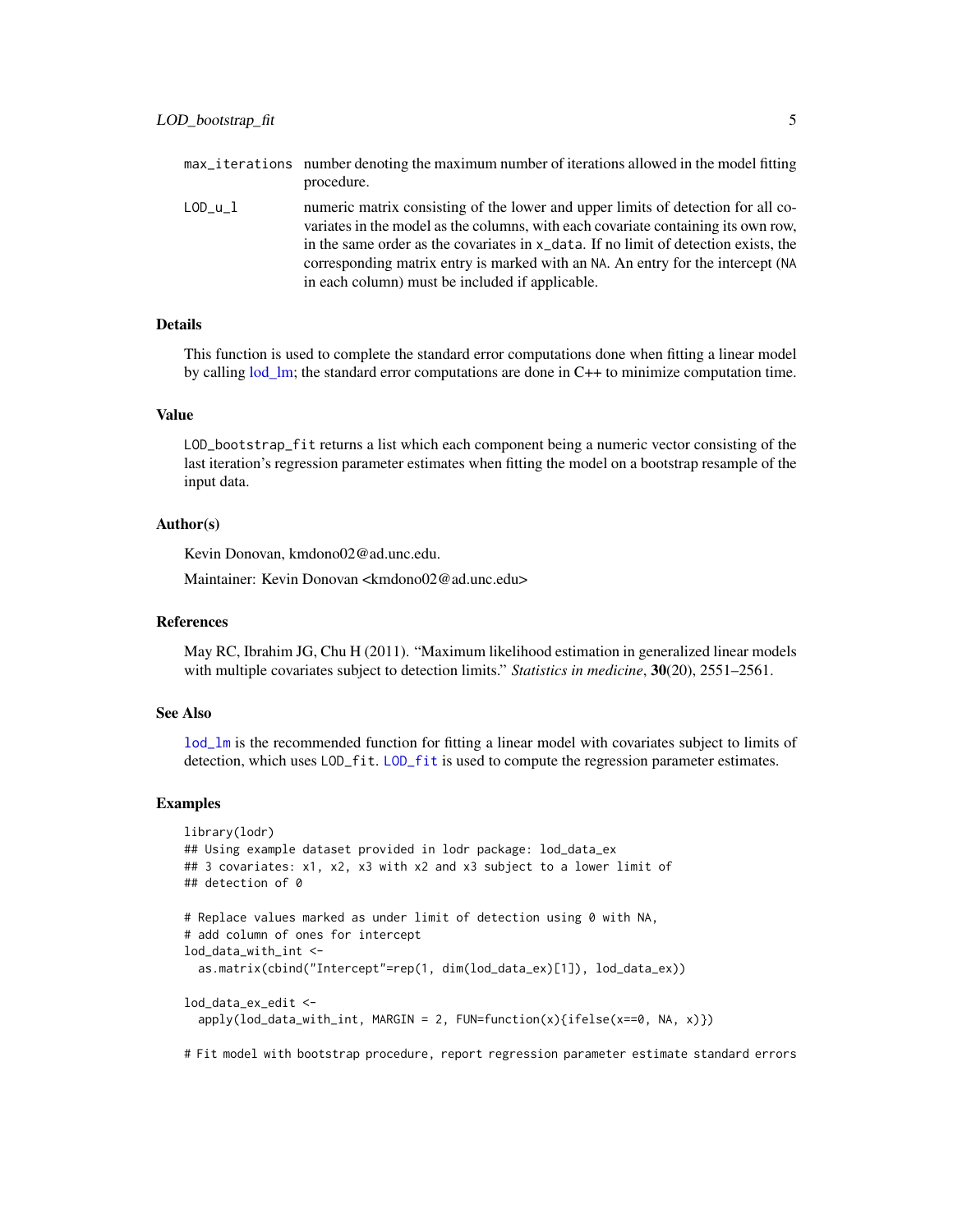| | |
|---|---|
| max_iterations | number denoting the maximum number of iterations allowed in the model fitting procedure. |
| LOD_u_l | numeric matrix consisting of the lower and upper limits of detection for all covariates in the model as the columns, with each covariate containing its own row, in the same order as the covariates in x_data. If no limit of detection exists, the corresponding matrix entry is marked with an NA. An entry for the intercept (NA in each column) must be included if applicable. |

### Details

This function is used to complete the standard error computations done when fitting a linear model by calling lod_lm; the standard error computations are done in C++ to minimize computation time.

### Value

LOD_bootstrap_fit returns a list which each component being a numeric vector consisting of the last iteration's regression parameter estimates when fitting the model on a bootstrap resample of the input data.

### Author(s)

Kevin Donovan, kmdono02@ad.unc.edu.

Maintainer: Kevin Donovan <kmdono02@ad.unc.edu>

### References

May RC, Ibrahim JG, Chu H (2011). "Maximum likelihood estimation in generalized linear models with multiple covariates subject to detection limits." *Statistics in medicine*, **30**(20), 2551–2561.

### See Also

lod_lm is the recommended function for fitting a linear model with covariates subject to limits of detection, which uses LOD_fit. LOD_fit is used to compute the regression parameter estimates.

### Examples

```
library(lodr)
## Using example dataset provided in lodr package: lod_data_ex
## 3 covariates: x1, x2, x3 with x2 and x3 subject to a lower limit of
## detection of 0

# Replace values marked as under limit of detection using 0 with NA,
# add column of ones for intercept
lod_data_with_int <-
  as.matrix(cbind("Intercept"=rep(1, dim(lod_data_ex)[1]), lod_data_ex))

lod_data_ex_edit <-
  apply(lod_data_with_int, MARGIN = 2, FUN=function(x){ifelse(x==0, NA, x)})

# Fit model with bootstrap procedure, report regression parameter estimate standard errors
```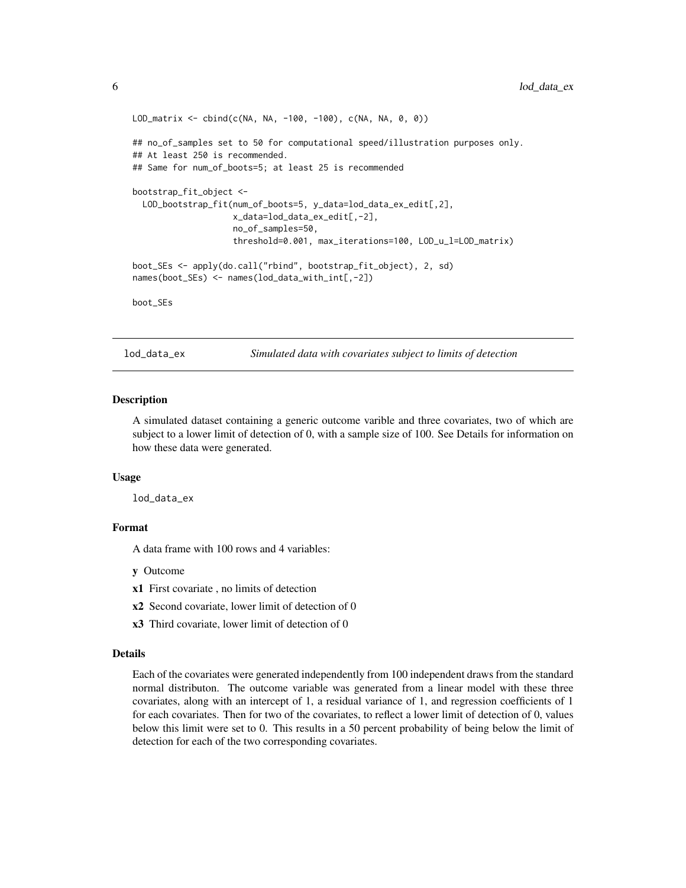```
LOD_matrix <- cbind(c(NA, NA, -100, -100), c(NA, NA, 0, 0))

## no_of_samples set to 50 for computational speed/illustration purposes only.
## At least 250 is recommended.
## Same for num_of_boots=5; at least 25 is recommended

bootstrap_fit_object <-
  LOD_bootstrap_fit(num_of_boots=5, y_data=lod_data_ex_edit[,2],
                    x_data=lod_data_ex_edit[,-2],
                    no_of_samples=50,
                    threshold=0.001, max_iterations=100, LOD_u_l=LOD_matrix)

boot_SEs <- apply(do.call("rbind", bootstrap_fit_object), 2, sd)
names(boot_SEs) <- names(lod_data_with_int[,-2])

boot_SEs
```

## lod_data_ex *Simulated data with covariates subject to limits of detection*

### Description

A simulated dataset containing a generic outcome varible and three covariates, two of which are subject to a lower limit of detection of 0, with a sample size of 100. See Details for information on how these data were generated.

### Usage

```
lod_data_ex
```

### Format

A data frame with 100 rows and 4 variables:

- **y** Outcome
- **x1** First covariate , no limits of detection
- **x2** Second covariate, lower limit of detection of 0
- **x3** Third covariate, lower limit of detection of 0

### Details

Each of the covariates were generated independently from 100 independent draws from the standard normal distributon. The outcome variable was generated from a linear model with these three covariates, along with an intercept of 1, a residual variance of 1, and regression coefficients of 1 for each covariates. Then for two of the covariates, to reflect a lower limit of detection of 0, values below this limit were set to 0. This results in a 50 percent probability of being below the limit of detection for each of the two corresponding covariates.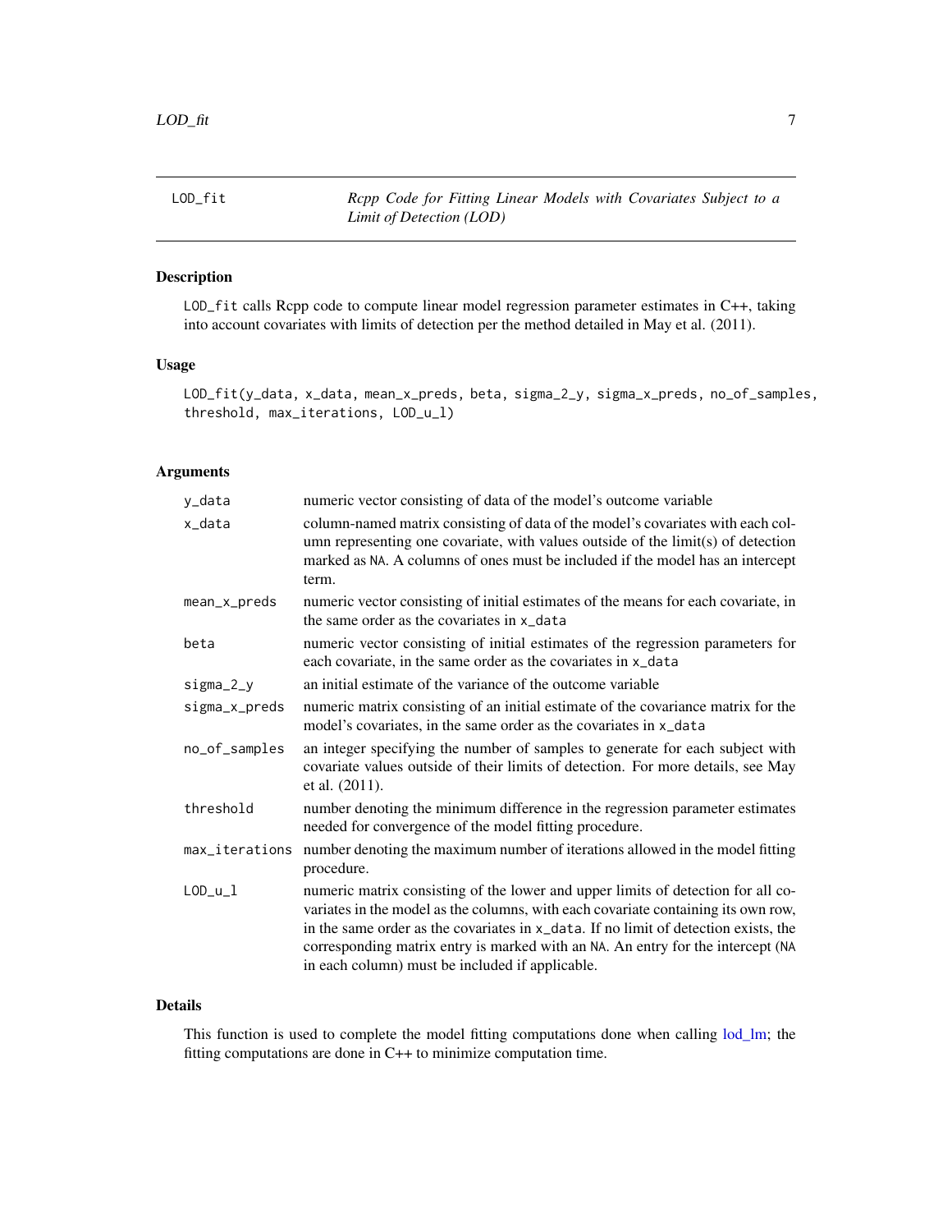# LOD_fit — *Rcpp Code for Fitting Linear Models with Covariates Subject to a Limit of Detection (LOD)*

## Description

LOD_fit calls Rcpp code to compute linear model regression parameter estimates in C++, taking into account covariates with limits of detection per the method detailed in May et al. (2011).

## Usage

```
LOD_fit(y_data, x_data, mean_x_preds, beta, sigma_2_y, sigma_x_preds, no_of_samples,
threshold, max_iterations, LOD_u_l)
```

## Arguments

| Argument | Description |
|---|---|
| y_data | numeric vector consisting of data of the model's outcome variable |
| x_data | column-named matrix consisting of data of the model's covariates with each column representing one covariate, with values outside of the limit(s) of detection marked as NA. A columns of ones must be included if the model has an intercept term. |
| mean_x_preds | numeric vector consisting of initial estimates of the means for each covariate, in the same order as the covariates in x_data |
| beta | numeric vector consisting of initial estimates of the regression parameters for each covariate, in the same order as the covariates in x_data |
| sigma_2_y | an initial estimate of the variance of the outcome variable |
| sigma_x_preds | numeric matrix consisting of an initial estimate of the covariance matrix for the model's covariates, in the same order as the covariates in x_data |
| no_of_samples | an integer specifying the number of samples to generate for each subject with covariate values outside of their limits of detection. For more details, see May et al. (2011). |
| threshold | number denoting the minimum difference in the regression parameter estimates needed for convergence of the model fitting procedure. |
| max_iterations | number denoting the maximum number of iterations allowed in the model fitting procedure. |
| LOD_u_l | numeric matrix consisting of the lower and upper limits of detection for all covariates in the model as the columns, with each covariate containing its own row, in the same order as the covariates in x_data. If no limit of detection exists, the corresponding matrix entry is marked with an NA. An entry for the intercept (NA in each column) must be included if applicable. |

## Details

This function is used to complete the model fitting computations done when calling lod_lm; the fitting computations are done in C++ to minimize computation time.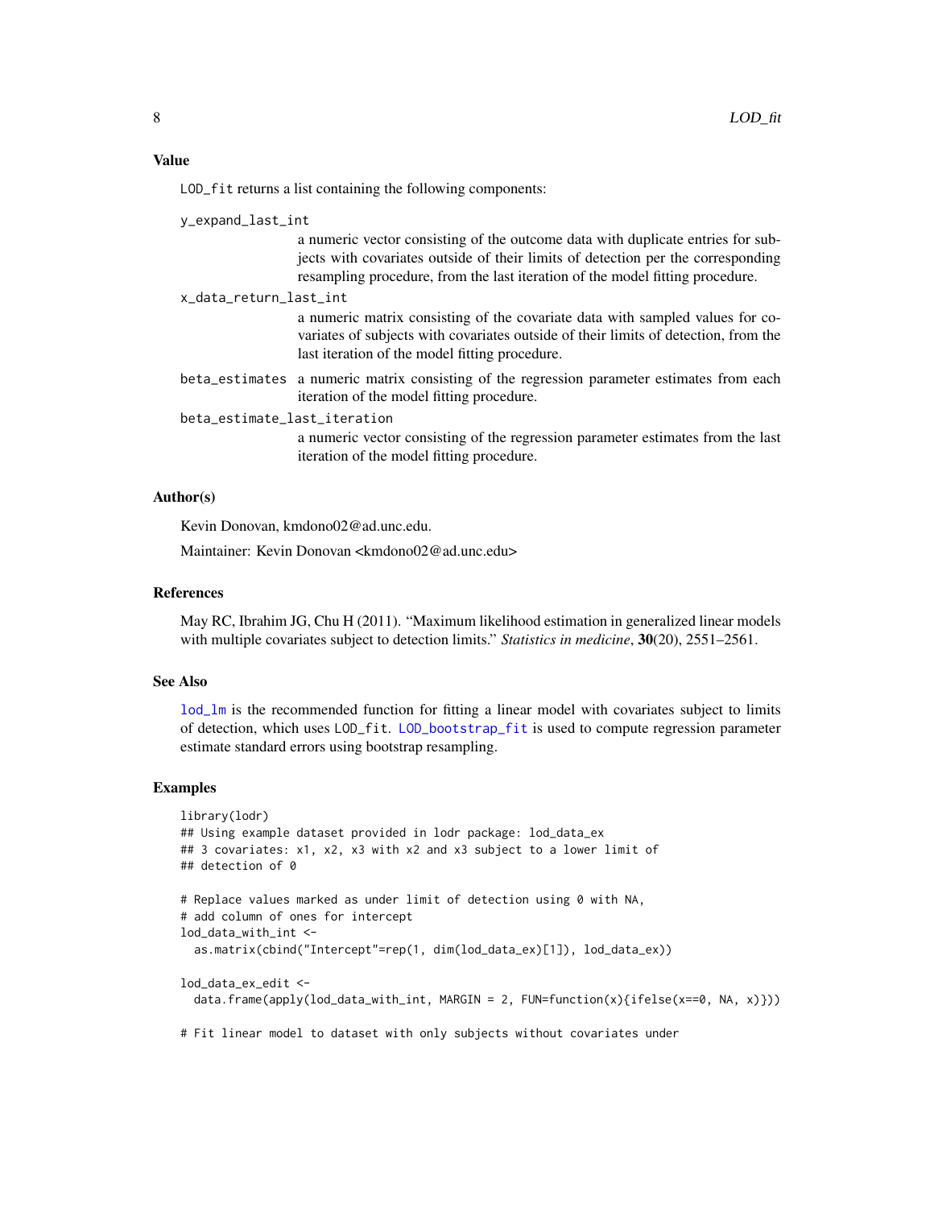### Value

LOD_fit returns a list containing the following components:

y_expand_last_int
: a numeric vector consisting of the outcome data with duplicate entries for subjects with covariates outside of their limits of detection per the corresponding resampling procedure, from the last iteration of the model fitting procedure.

x_data_return_last_int
: a numeric matrix consisting of the covariate data with sampled values for covariates of subjects with covariates outside of their limits of detection, from the last iteration of the model fitting procedure.

beta_estimates
: a numeric matrix consisting of the regression parameter estimates from each iteration of the model fitting procedure.

beta_estimate_last_iteration
: a numeric vector consisting of the regression parameter estimates from the last iteration of the model fitting procedure.

### Author(s)

Kevin Donovan, kmdono02@ad.unc.edu.

Maintainer: Kevin Donovan <kmdono02@ad.unc.edu>

### References

May RC, Ibrahim JG, Chu H (2011). "Maximum likelihood estimation in generalized linear models with multiple covariates subject to detection limits." *Statistics in medicine*, **30**(20), 2551–2561.

### See Also

lod_lm is the recommended function for fitting a linear model with covariates subject to limits of detection, which uses LOD_fit. LOD_bootstrap_fit is used to compute regression parameter estimate standard errors using bootstrap resampling.

### Examples

```
library(lodr)
## Using example dataset provided in lodr package: lod_data_ex
## 3 covariates: x1, x2, x3 with x2 and x3 subject to a lower limit of
## detection of 0

# Replace values marked as under limit of detection using 0 with NA,
# add column of ones for intercept
lod_data_with_int <-
  as.matrix(cbind("Intercept"=rep(1, dim(lod_data_ex)[1]), lod_data_ex))

lod_data_ex_edit <-
  data.frame(apply(lod_data_with_int, MARGIN = 2, FUN=function(x){ifelse(x==0, NA, x)}))

# Fit linear model to dataset with only subjects without covariates under
```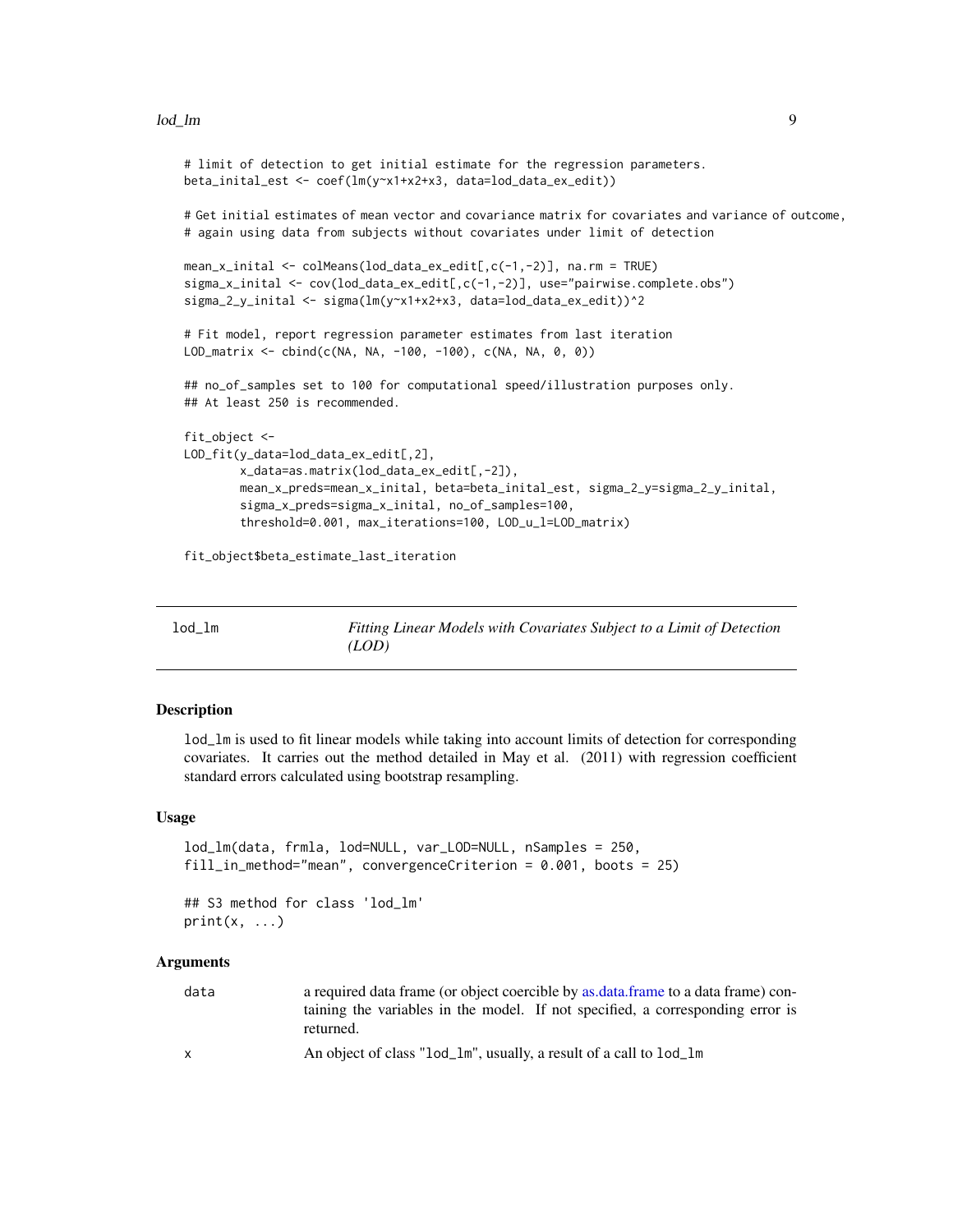```
# limit of detection to get initial estimate for the regression parameters.
beta_inital_est <- coef(lm(y~x1+x2+x3, data=lod_data_ex_edit))

# Get initial estimates of mean vector and covariance matrix for covariates and variance of outcome,
# again using data from subjects without covariates under limit of detection

mean_x_inital <- colMeans(lod_data_ex_edit[,c(-1,-2)], na.rm = TRUE)
sigma_x_inital <- cov(lod_data_ex_edit[,c(-1,-2)], use="pairwise.complete.obs")
sigma_2_y_inital <- sigma(lm(y~x1+x2+x3, data=lod_data_ex_edit))^2

# Fit model, report regression parameter estimates from last iteration
LOD_matrix <- cbind(c(NA, NA, -100, -100), c(NA, NA, 0, 0))

## no_of_samples set to 100 for computational speed/illustration purposes only.
## At least 250 is recommended.

fit_object <-
LOD_fit(y_data=lod_data_ex_edit[,2],
        x_data=as.matrix(lod_data_ex_edit[,-2]),
        mean_x_preds=mean_x_inital, beta=beta_inital_est, sigma_2_y=sigma_2_y_inital,
        sigma_x_preds=sigma_x_inital, no_of_samples=100,
        threshold=0.001, max_iterations=100, LOD_u_l=LOD_matrix)

fit_object$beta_estimate_last_iteration
```

---

## lod_lm — *Fitting Linear Models with Covariates Subject to a Limit of Detection (LOD)*

### Description

`lod_lm` is used to fit linear models while taking into account limits of detection for corresponding covariates. It carries out the method detailed in May et al. (2011) with regression coefficient standard errors calculated using bootstrap resampling.

### Usage

```
lod_lm(data, frmla, lod=NULL, var_LOD=NULL, nSamples = 250,
fill_in_method="mean", convergenceCriterion = 0.001, boots = 25)

## S3 method for class 'lod_lm'
print(x, ...)
```

### Arguments

| | |
|---|---|
| `data` | a required data frame (or object coercible by as.data.frame to a data frame) containing the variables in the model. If not specified, a corresponding error is returned. |
| `x` | An object of class "`lod_lm`", usually, a result of a call to `lod_lm` |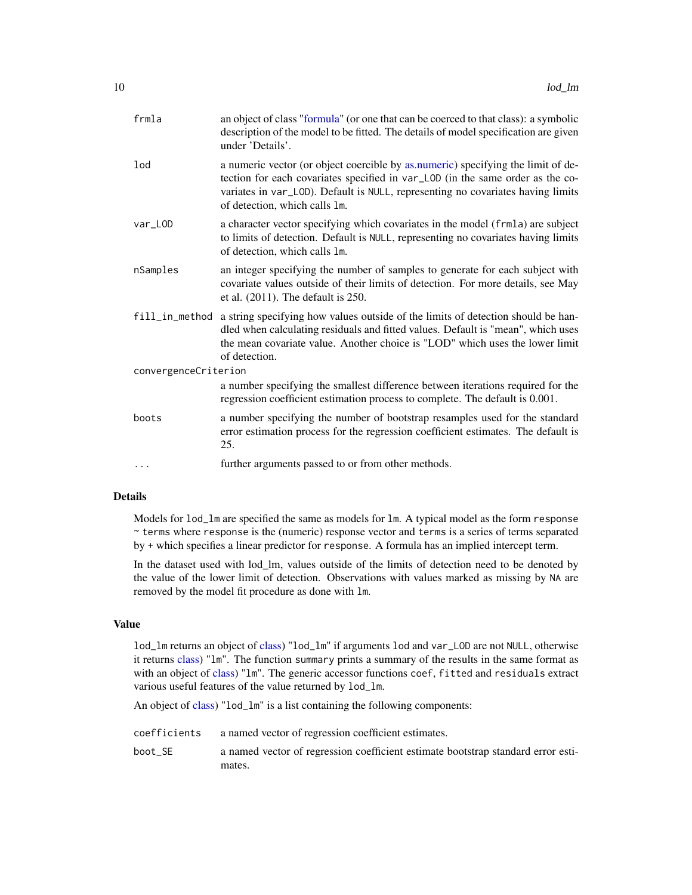| | |
|---|---|
| `frmla` | an object of class "formula" (or one that can be coerced to that class): a symbolic description of the model to be fitted. The details of model specification are given under 'Details'. |
| `lod` | a numeric vector (or object coercible by as.numeric) specifying the limit of detection for each covariates specified in `var_LOD` (in the same order as the covariates in `var_LOD`). Default is `NULL`, representing no covariates having limits of detection, which calls `lm`. |
| `var_LOD` | a character vector specifying which covariates in the model (`frmla`) are subject to limits of detection. Default is `NULL`, representing no covariates having limits of detection, which calls `lm`. |
| `nSamples` | an integer specifying the number of samples to generate for each subject with covariate values outside of their limits of detection. For more details, see May et al. (2011). The default is 250. |
| `fill_in_method` | a string specifying how values outside of the limits of detection should be handled when calculating residuals and fitted values. Default is "mean", which uses the mean covariate value. Another choice is "LOD" which uses the lower limit of detection. |
| `convergenceCriterion` | a number specifying the smallest difference between iterations required for the regression coefficient estimation process to complete. The default is 0.001. |
| `boots` | a number specifying the number of bootstrap resamples used for the standard error estimation process for the regression coefficient estimates. The default is 25. |
| `...` | further arguments passed to or from other methods. |

## Details

Models for `lod_lm` are specified the same as models for `lm`. A typical model as the form `response ~ terms` where `response` is the (numeric) response vector and `terms` is a series of terms separated by `+` which specifies a linear predictor for `response`. A formula has an implied intercept term.

In the dataset used with lod_lm, values outside of the limits of detection need to be denoted by the value of the lower limit of detection. Observations with values marked as missing by `NA` are removed by the model fit procedure as done with `lm`.

## Value

`lod_lm` returns an object of class) "`lod_lm`" if arguments `lod` and `var_LOD` are not `NULL`, otherwise it returns class) "`lm`". The function `summary` prints a summary of the results in the same format as with an object of class) "`lm`". The generic accessor functions `coef`, `fitted` and `residuals` extract various useful features of the value returned by `lod_lm`.

An object of class) "`lod_lm`" is a list containing the following components:

| | |
|---|---|
| `coefficients` | a named vector of regression coefficient estimates. |
| `boot_SE` | a named vector of regression coefficient estimate bootstrap standard error estimates. |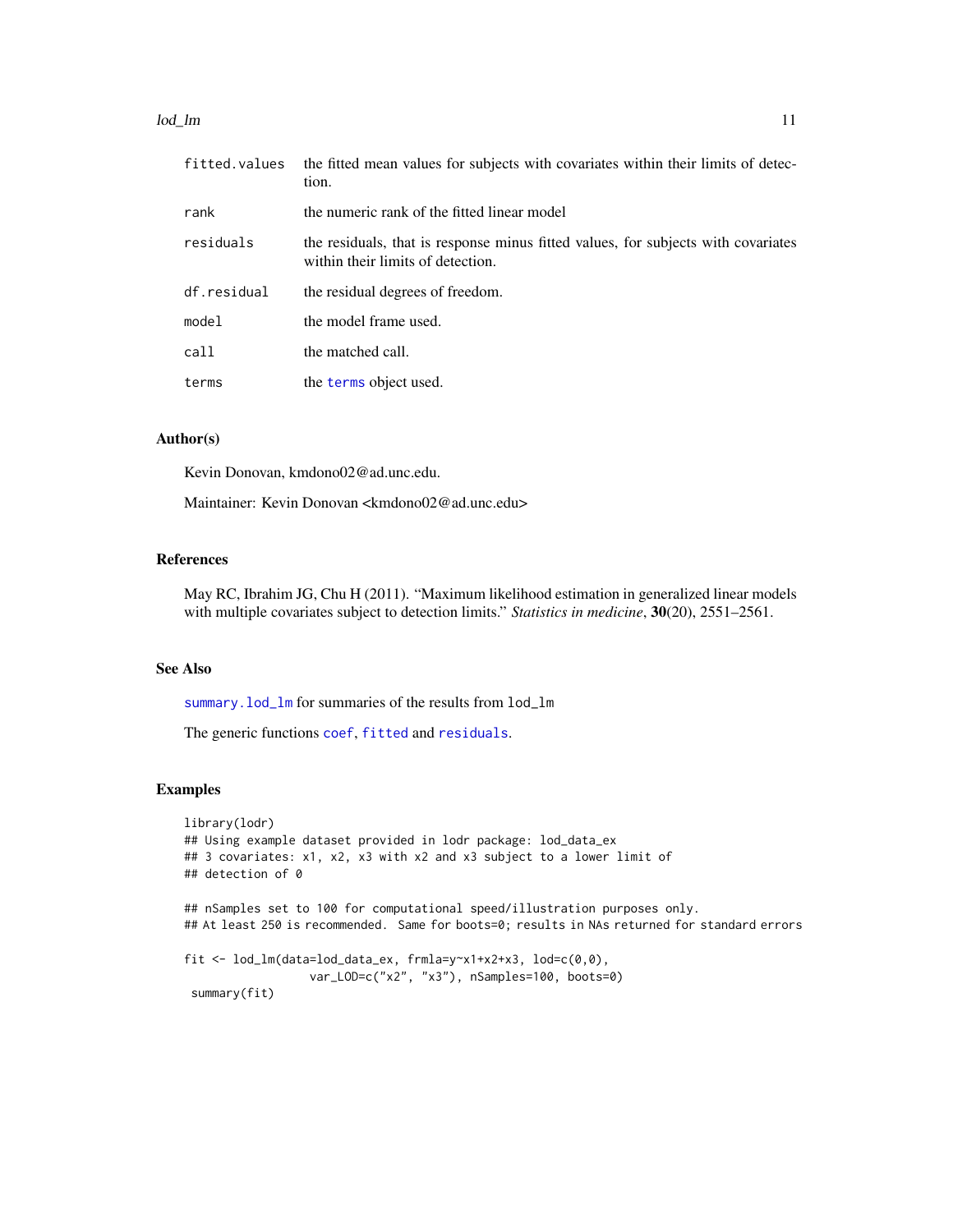| | |
|---|---|
| `fitted.values` | the fitted mean values for subjects with covariates within their limits of detection. |
| `rank` | the numeric rank of the fitted linear model |
| `residuals` | the residuals, that is response minus fitted values, for subjects with covariates within their limits of detection. |
| `df.residual` | the residual degrees of freedom. |
| `model` | the model frame used. |
| `call` | the matched call. |
| `terms` | the `terms` object used. |

### Author(s)

Kevin Donovan, kmdono02@ad.unc.edu.

Maintainer: Kevin Donovan <kmdono02@ad.unc.edu>

### References

May RC, Ibrahim JG, Chu H (2011). "Maximum likelihood estimation in generalized linear models with multiple covariates subject to detection limits." *Statistics in medicine*, **30**(20), 2551–2561.

### See Also

`summary.lod_lm` for summaries of the results from `lod_lm`

The generic functions `coef`, `fitted` and `residuals`.

### Examples

```
library(lodr)
## Using example dataset provided in lodr package: lod_data_ex
## 3 covariates: x1, x2, x3 with x2 and x3 subject to a lower limit of
## detection of 0

## nSamples set to 100 for computational speed/illustration purposes only.
## At least 250 is recommended.  Same for boots=0; results in NAs returned for standard errors

fit <- lod_lm(data=lod_data_ex, frmla=y~x1+x2+x3, lod=c(0,0),
                  var_LOD=c("x2", "x3"), nSamples=100, boots=0)
 summary(fit)
```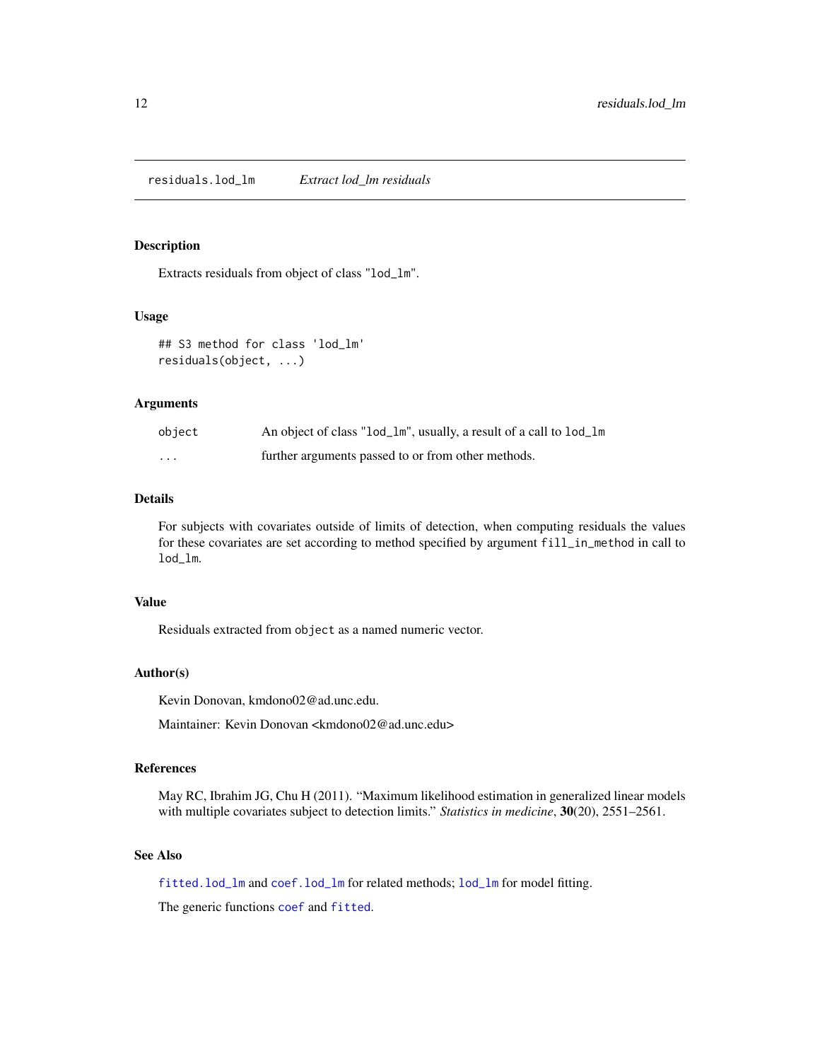## residuals.lod_lm *Extract lod_lm residuals*

### Description

Extracts residuals from object of class "lod_lm".

### Usage

```
## S3 method for class 'lod_lm'
residuals(object, ...)
```

### Arguments

| | |
|---|---|
| object | An object of class "lod_lm", usually, a result of a call to lod_lm |
| ... | further arguments passed to or from other methods. |

### Details

For subjects with covariates outside of limits of detection, when computing residuals the values for these covariates are set according to method specified by argument `fill_in_method` in call to `lod_lm`.

### Value

Residuals extracted from `object` as a named numeric vector.

### Author(s)

Kevin Donovan, kmdono02@ad.unc.edu.

Maintainer: Kevin Donovan <kmdono02@ad.unc.edu>

### References

May RC, Ibrahim JG, Chu H (2011). "Maximum likelihood estimation in generalized linear models with multiple covariates subject to detection limits." *Statistics in medicine*, **30**(20), 2551–2561.

### See Also

`fitted.lod_lm` and `coef.lod_lm` for related methods; `lod_lm` for model fitting.

The generic functions `coef` and `fitted`.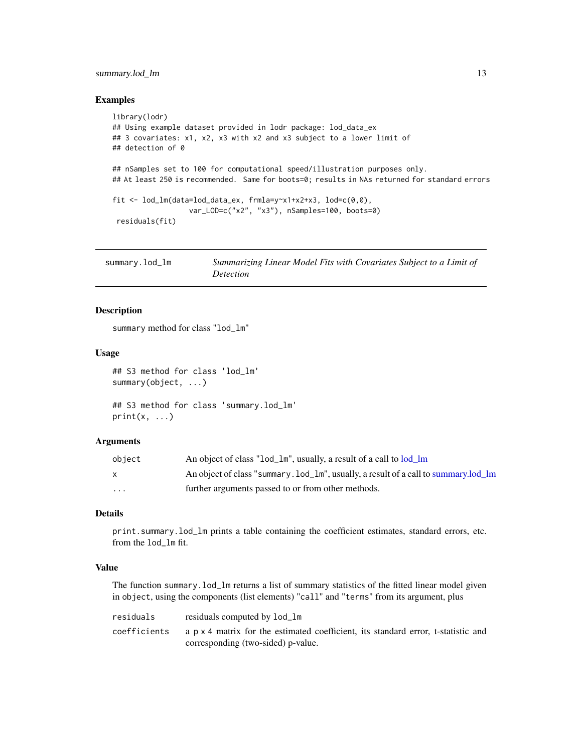### Examples

```
library(lodr)
## Using example dataset provided in lodr package: lod_data_ex
## 3 covariates: x1, x2, x3 with x2 and x3 subject to a lower limit of
## detection of 0

## nSamples set to 100 for computational speed/illustration purposes only.
## At least 250 is recommended.  Same for boots=0; results in NAs returned for standard errors

fit <- lod_lm(data=lod_data_ex, frmla=y~x1+x2+x3, lod=c(0,0),
                 var_LOD=c("x2", "x3"), nSamples=100, boots=0)
 residuals(fit)
```

---

## summary.lod_lm — *Summarizing Linear Model Fits with Covariates Subject to a Limit of Detection*

---

### Description

`summary` method for class "`lod_lm`"

### Usage

```
## S3 method for class 'lod_lm'
summary(object, ...)

## S3 method for class 'summary.lod_lm'
print(x, ...)
```

### Arguments

| | |
|---|---|
| `object` | An object of class "`lod_lm`", usually, a result of a call to lod_lm |
| `x` | An object of class "`summary.lod_lm`", usually, a result of a call to summary.lod_lm |
| `...` | further arguments passed to or from other methods. |

### Details

`print.summary.lod_lm` prints a table containing the coefficient estimates, standard errors, etc. from the `lod_lm` fit.

### Value

The function `summary.lod_lm` returns a list of summary statistics of the fitted linear model given in `object`, using the components (list elements) "`call`" and "`terms`" from its argument, plus

| | |
|---|---|
| `residuals` | residuals computed by `lod_lm` |
| `coefficients` | a p x 4 matrix for the estimated coefficient, its standard error, t-statistic and corresponding (two-sided) p-value. |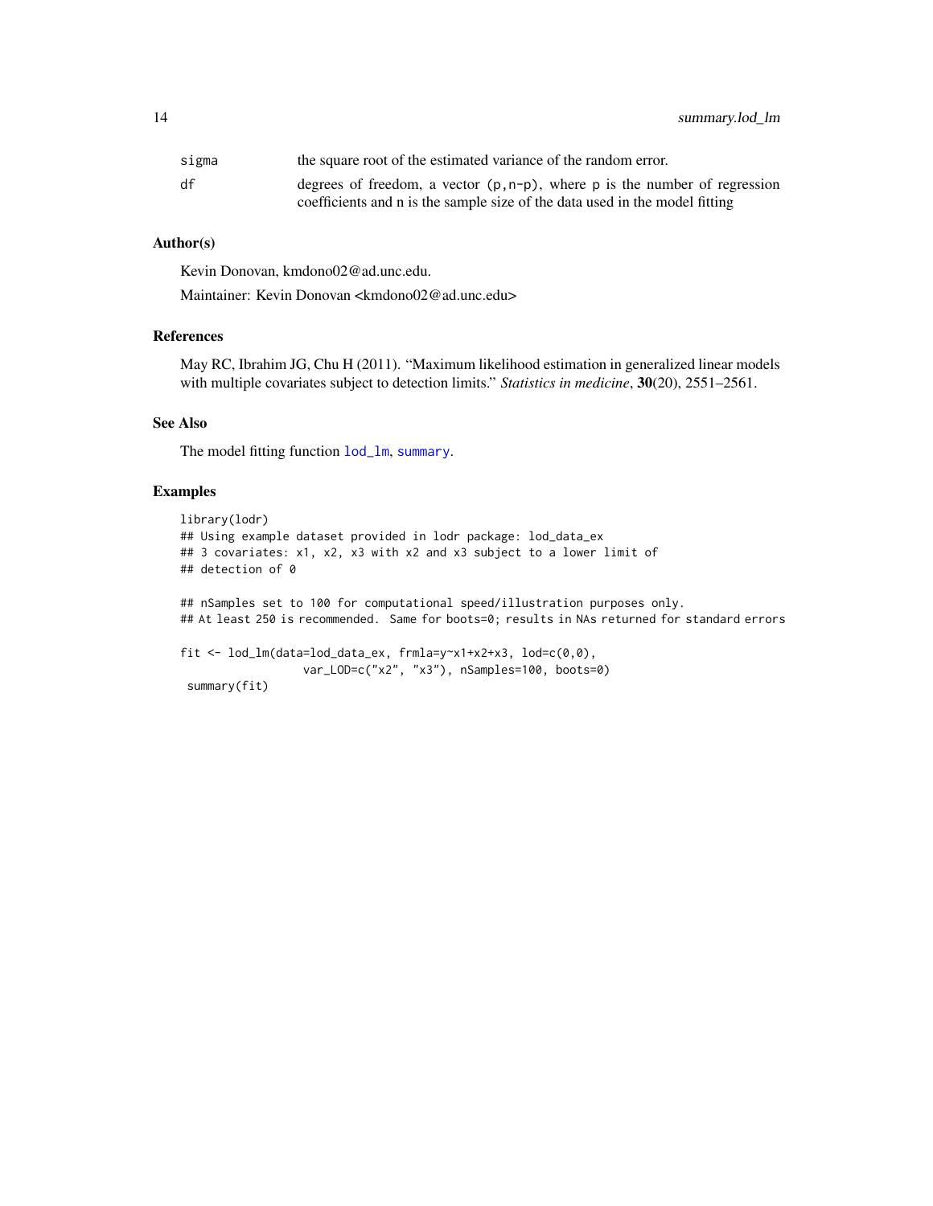| | |
|---|---|
| sigma | the square root of the estimated variance of the random error. |
| df | degrees of freedom, a vector (p,n-p), where p is the number of regression coefficients and n is the sample size of the data used in the model fitting |

## Author(s)

Kevin Donovan, kmdono02@ad.unc.edu.

Maintainer: Kevin Donovan <kmdono02@ad.unc.edu>

## References

May RC, Ibrahim JG, Chu H (2011). "Maximum likelihood estimation in generalized linear models with multiple covariates subject to detection limits." *Statistics in medicine*, **30**(20), 2551–2561.

## See Also

The model fitting function lod_lm, summary.

## Examples

```
library(lodr)
## Using example dataset provided in lodr package: lod_data_ex
## 3 covariates: x1, x2, x3 with x2 and x3 subject to a lower limit of
## detection of 0

## nSamples set to 100 for computational speed/illustration purposes only.
## At least 250 is recommended.  Same for boots=0; results in NAs returned for standard errors

fit <- lod_lm(data=lod_data_ex, frmla=y~x1+x2+x3, lod=c(0,0),
                  var_LOD=c("x2", "x3"), nSamples=100, boots=0)
 summary(fit)
```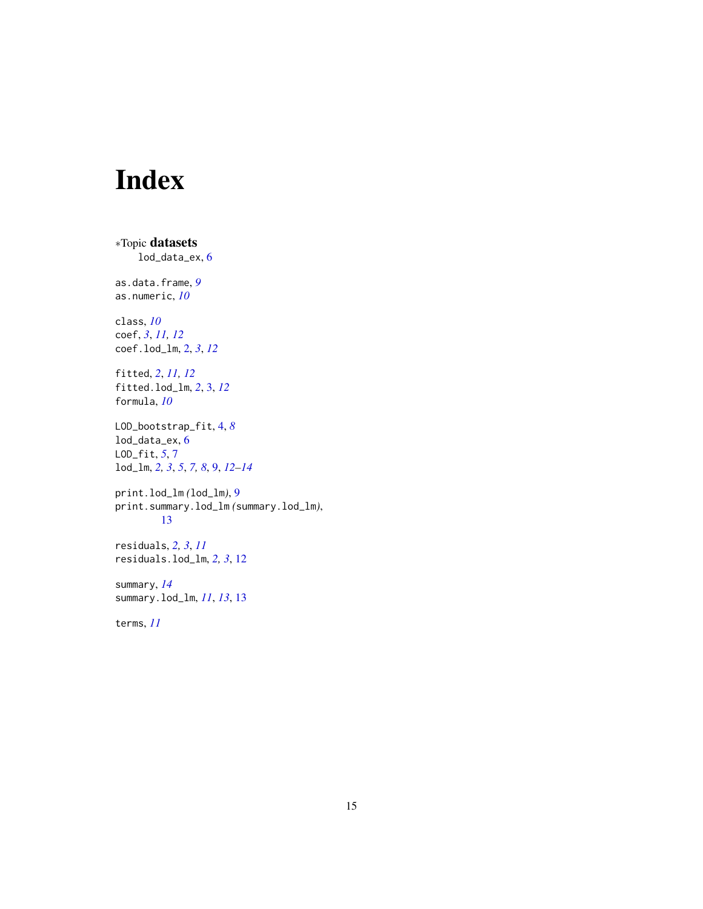# Index

∗Topic **datasets**
  lod_data_ex, 6

as.data.frame, *9*
as.numeric, *10*

class, *10*
coef, *3*, *11, 12*
coef.lod_lm, 2, *3*, *12*

fitted, *2*, *11, 12*
fitted.lod_lm, *2*, 3, *12*
formula, *10*

LOD_bootstrap_fit, 4, *8*
lod_data_ex, 6
LOD_fit, *5*, 7
lod_lm, *2, 3*, *5*, *7, 8*, 9, *12–14*

print.lod_lm *(*lod_lm*)*, 9
print.summary.lod_lm *(*summary.lod_lm*)*, 13

residuals, *2, 3*, *11*
residuals.lod_lm, *2, 3*, 12

summary, *14*
summary.lod_lm, *11*, *13*, 13

terms, *11*